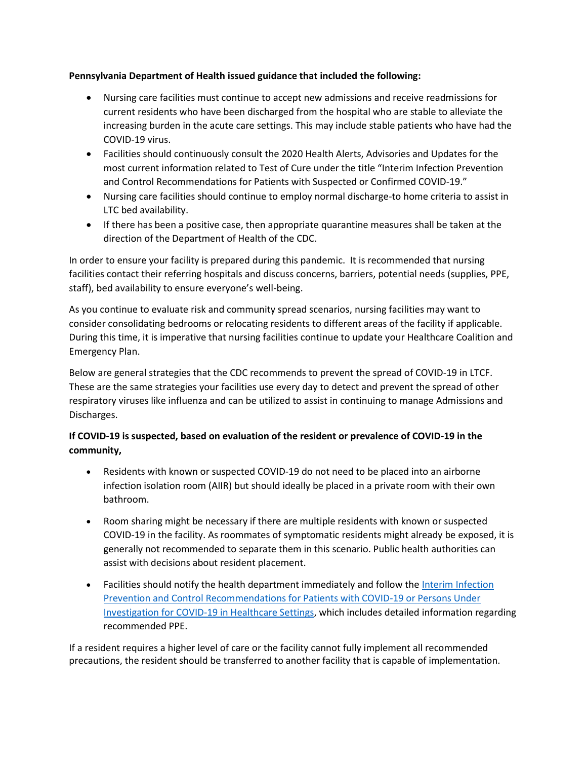**Pennsylvania Department of Health issued guidance that included the following:**

- Nursing care facilities must continue to accept new admissions and receive readmissions for current residents who have been discharged from the hospital who are stable to alleviate the increasing burden in the acute care settings. This may include stable patients who have had the COVID-19 virus.
- Facilities should continuously consult the 2020 Health Alerts, Advisories and Updates for the most current information related to Test of Cure under the title "Interim Infection Prevention and Control Recommendations for Patients with Suspected or Confirmed COVID-19."
- Nursing care facilities should continue to employ normal discharge-to home criteria to assist in LTC bed availability.
- If there has been a positive case, then appropriate quarantine measures shall be taken at the direction of the Department of Health of the CDC.

In order to ensure your facility is prepared during this pandemic. It is recommended that nursing facilities contact their referring hospitals and discuss concerns, barriers, potential needs (supplies, PPE, staff), bed availability to ensure everyone's well-being.

As you continue to evaluate risk and community spread scenarios, nursing facilities may want to consider consolidating bedrooms or relocating residents to different areas of the facility if applicable. During this time, it is imperative that nursing facilities continue to update your Healthcare Coalition and Emergency Plan.

Below are general strategies that the CDC recommends to prevent the spread of COVID-19 in LTCF. These are the same strategies your facilities use every day to detect and prevent the spread of other respiratory viruses like influenza and can be utilized to assist in continuing to manage Admissions and Discharges.

**If COVID-19 is suspected, based on evaluation of the resident or prevalence of COVID-19 in the community,**

- Residents with known or suspected COVID-19 do not need to be placed into an airborne infection isolation room (AIIR) but should ideally be placed in a private room with their own bathroom.
- Room sharing might be necessary if there are multiple residents with known or suspected COVID-19 in the facility. As roommates of symptomatic residents might already be exposed, it is generally not recommended to separate them in this scenario. Public health authorities can assist with decisions about resident placement.
- Facilities should notify the health department immediately and follow the Interim Infection Prevention and Control Recommendations for Patients with COVID-19 or Persons Under Investigation for COVID-19 in Healthcare Settings, which includes detailed information regarding recommended PPE.

If a resident requires a higher level of care or the facility cannot fully implement all recommended precautions, the resident should be transferred to another facility that is capable of implementation.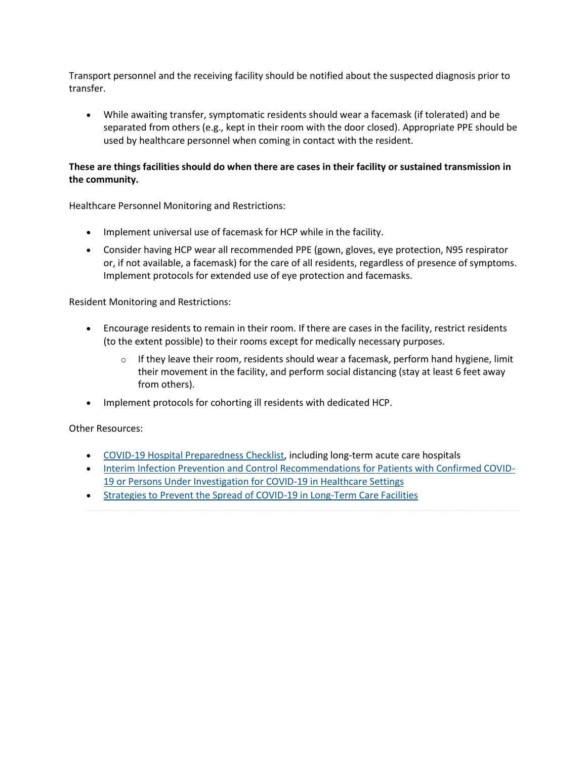Transport personnel and the receiving facility should be notified about the suspected diagnosis prior to transfer.

- While awaiting transfer, symptomatic residents should wear a facemask (if tolerated) and be separated from others (e.g., kept in their room with the door closed). Appropriate PPE should be used by healthcare personnel when coming in contact with the resident.

**These are things facilities should do when there are cases in their facility or sustained transmission in the community.**

Healthcare Personnel Monitoring and Restrictions:

- Implement universal use of facemask for HCP while in the facility.
- Consider having HCP wear all recommended PPE (gown, gloves, eye protection, N95 respirator or, if not available, a facemask) for the care of all residents, regardless of presence of symptoms. Implement protocols for extended use of eye protection and facemasks.

Resident Monitoring and Restrictions:

- Encourage residents to remain in their room. If there are cases in the facility, restrict residents (to the extent possible) to their rooms except for medically necessary purposes.
    - If they leave their room, residents should wear a facemask, perform hand hygiene, limit their movement in the facility, and perform social distancing (stay at least 6 feet away from others).
- Implement protocols for cohorting ill residents with dedicated HCP.

Other Resources:

- COVID-19 Hospital Preparedness Checklist, including long-term acute care hospitals
- Interim Infection Prevention and Control Recommendations for Patients with Confirmed COVID-19 or Persons Under Investigation for COVID-19 in Healthcare Settings
- Strategies to Prevent the Spread of COVID-19 in Long-Term Care Facilities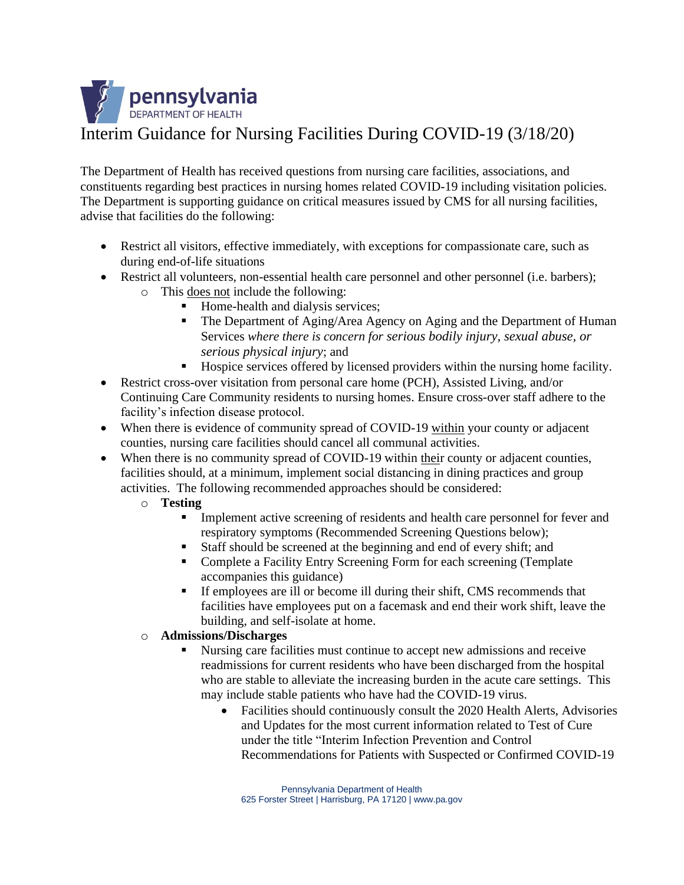# Interim Guidance for Nursing Facilities During COVID-19 (3/18/20)

The Department of Health has received questions from nursing care facilities, associations, and constituents regarding best practices in nursing homes related COVID-19 including visitation policies. The Department is supporting guidance on critical measures issued by CMS for all nursing facilities, advise that facilities do the following:

- Restrict all visitors, effective immediately, with exceptions for compassionate care, such as during end-of-life situations
- Restrict all volunteers, non-essential health care personnel and other personnel (i.e. barbers);
  - This <u>does not</u> include the following:
    - Home-health and dialysis services;
    - The Department of Aging/Area Agency on Aging and the Department of Human Services *where there is concern for serious bodily injury, sexual abuse, or serious physical injury*; and
    - Hospice services offered by licensed providers within the nursing home facility.
- Restrict cross-over visitation from personal care home (PCH), Assisted Living, and/or Continuing Care Community residents to nursing homes. Ensure cross-over staff adhere to the facility's infection disease protocol.
- When there is evidence of community spread of COVID-19 <u>within</u> your county or adjacent counties, nursing care facilities should cancel all communal activities.
- When there is no community spread of COVID-19 within <u>thei</u>r county or adjacent counties, facilities should, at a minimum, implement social distancing in dining practices and group activities. The following recommended approaches should be considered:
  - **Testing**
    - Implement active screening of residents and health care personnel for fever and respiratory symptoms (Recommended Screening Questions below);
    - Staff should be screened at the beginning and end of every shift; and
    - Complete a Facility Entry Screening Form for each screening (Template accompanies this guidance)
    - If employees are ill or become ill during their shift, CMS recommends that facilities have employees put on a facemask and end their work shift, leave the building, and self-isolate at home.
  - **Admissions/Discharges**
    - Nursing care facilities must continue to accept new admissions and receive readmissions for current residents who have been discharged from the hospital who are stable to alleviate the increasing burden in the acute care settings. This may include stable patients who have had the COVID-19 virus.
      - Facilities should continuously consult the 2020 Health Alerts, Advisories and Updates for the most current information related to Test of Cure under the title "Interim Infection Prevention and Control Recommendations for Patients with Suspected or Confirmed COVID-19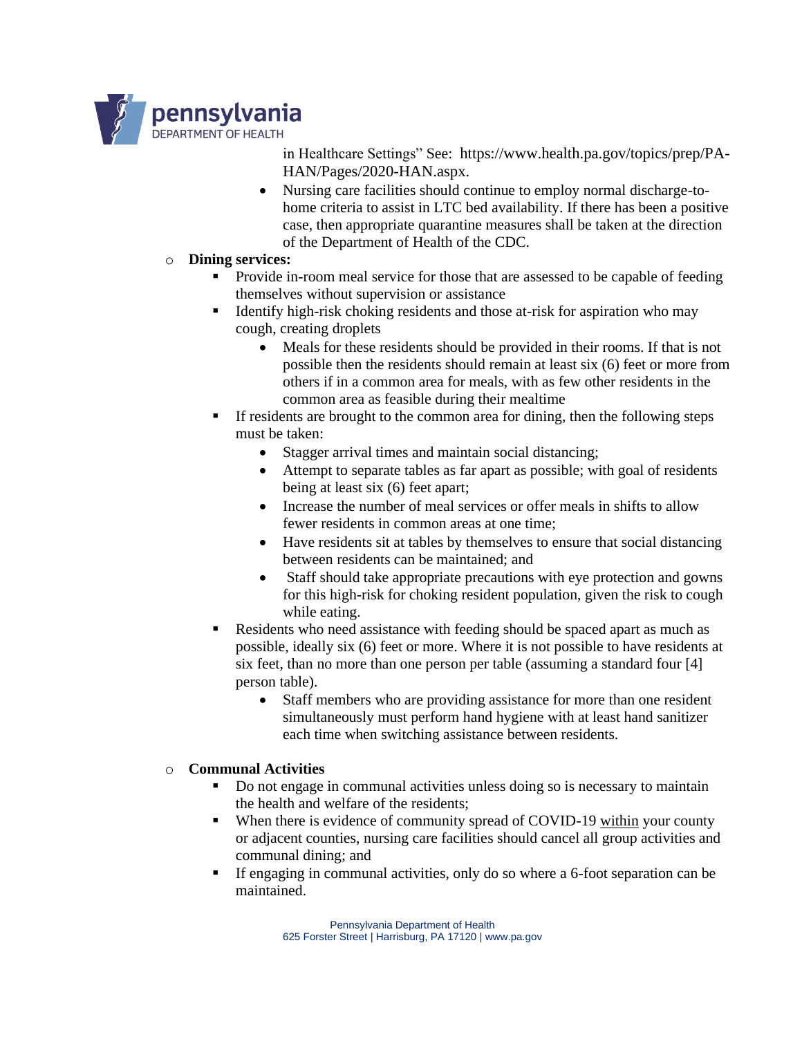in Healthcare Settings" See: https://www.health.pa.gov/topics/prep/PA-HAN/Pages/2020-HAN.aspx.

    - Nursing care facilities should continue to employ normal discharge-to-home criteria to assist in LTC bed availability. If there has been a positive case, then appropriate quarantine measures shall be taken at the direction of the Department of Health of the CDC.

- **Dining services:**
    - Provide in-room meal service for those that are assessed to be capable of feeding themselves without supervision or assistance
    - Identify high-risk choking residents and those at-risk for aspiration who may cough, creating droplets
        - Meals for these residents should be provided in their rooms. If that is not possible then the residents should remain at least six (6) feet or more from others if in a common area for meals, with as few other residents in the common area as feasible during their mealtime
    - If residents are brought to the common area for dining, then the following steps must be taken:
        - Stagger arrival times and maintain social distancing;
        - Attempt to separate tables as far apart as possible; with goal of residents being at least six (6) feet apart;
        - Increase the number of meal services or offer meals in shifts to allow fewer residents in common areas at one time;
        - Have residents sit at tables by themselves to ensure that social distancing between residents can be maintained; and
        - Staff should take appropriate precautions with eye protection and gowns for this high-risk for choking resident population, given the risk to cough while eating.
    - Residents who need assistance with feeding should be spaced apart as much as possible, ideally six (6) feet or more. Where it is not possible to have residents at six feet, than no more than one person per table (assuming a standard four [4] person table).
        - Staff members who are providing assistance for more than one resident simultaneously must perform hand hygiene with at least hand sanitizer each time when switching assistance between residents.

- **Communal Activities**
    - Do not engage in communal activities unless doing so is necessary to maintain the health and welfare of the residents;
    - When there is evidence of community spread of COVID-19 within your county or adjacent counties, nursing care facilities should cancel all group activities and communal dining; and
    - If engaging in communal activities, only do so where a 6-foot separation can be maintained.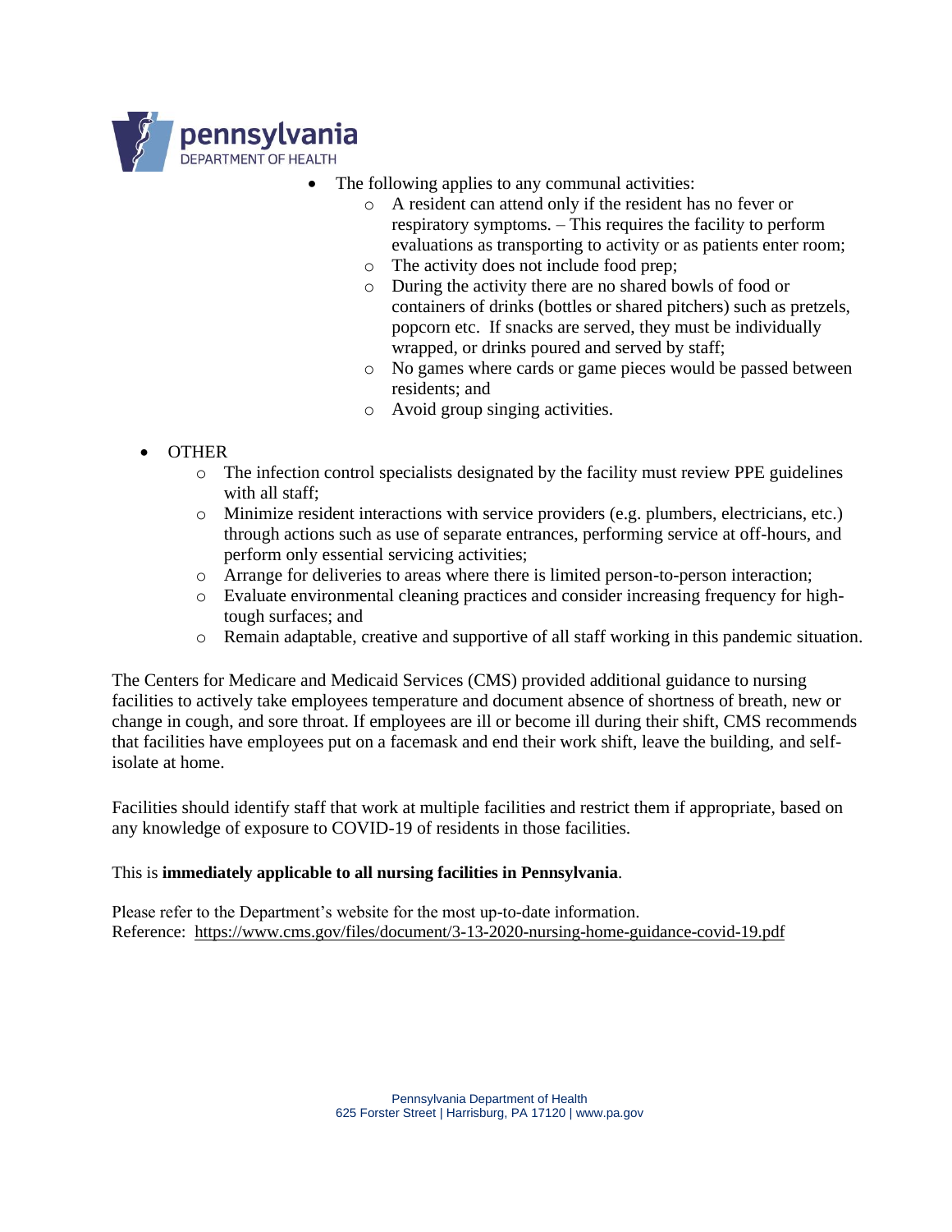- The following applies to any communal activities:
  - A resident can attend only if the resident has no fever or respiratory symptoms. – This requires the facility to perform evaluations as transporting to activity or as patients enter room;
  - The activity does not include food prep;
  - During the activity there are no shared bowls of food or containers of drinks (bottles or shared pitchers) such as pretzels, popcorn etc. If snacks are served, they must be individually wrapped, or drinks poured and served by staff;
  - No games where cards or game pieces would be passed between residents; and
  - Avoid group singing activities.

- OTHER
  - The infection control specialists designated by the facility must review PPE guidelines with all staff;
  - Minimize resident interactions with service providers (e.g. plumbers, electricians, etc.) through actions such as use of separate entrances, performing service at off-hours, and perform only essential servicing activities;
  - Arrange for deliveries to areas where there is limited person-to-person interaction;
  - Evaluate environmental cleaning practices and consider increasing frequency for high-tough surfaces; and
  - Remain adaptable, creative and supportive of all staff working in this pandemic situation.

The Centers for Medicare and Medicaid Services (CMS) provided additional guidance to nursing facilities to actively take employees temperature and document absence of shortness of breath, new or change in cough, and sore throat. If employees are ill or become ill during their shift, CMS recommends that facilities have employees put on a facemask and end their work shift, leave the building, and self-isolate at home.

Facilities should identify staff that work at multiple facilities and restrict them if appropriate, based on any knowledge of exposure to COVID-19 of residents in those facilities.

This is **immediately applicable to all nursing facilities in Pennsylvania**.

Please refer to the Department's website for the most up-to-date information.
Reference: https://www.cms.gov/files/document/3-13-2020-nursing-home-guidance-covid-19.pdf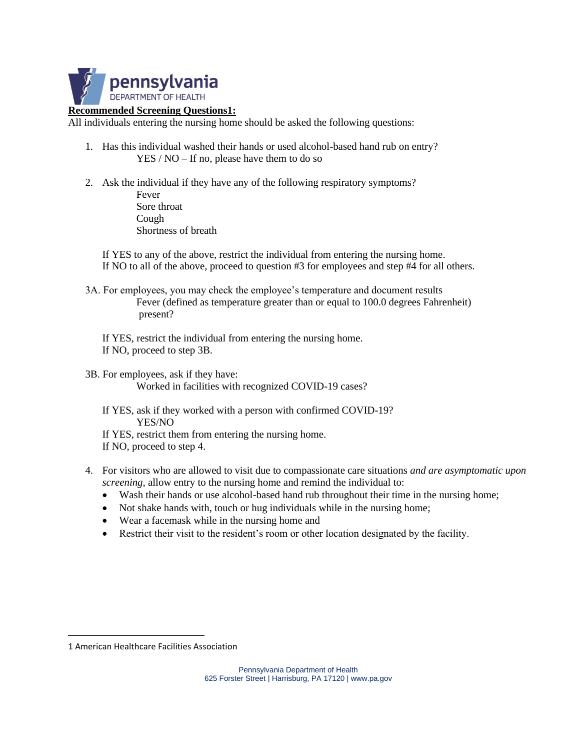**Recommended Screening Questions[1]:**

All individuals entering the nursing home should be asked the following questions:

1. Has this individual washed their hands or used alcohol-based hand rub on entry?
   YES / NO – If no, please have them to do so

2. Ask the individual if they have any of the following respiratory symptoms?
   Fever
   Sore throat
   Cough
   Shortness of breath

   If YES to any of the above, restrict the individual from entering the nursing home.
   If NO to all of the above, proceed to question #3 for employees and step #4 for all others.

3A. For employees, you may check the employee's temperature and document results
   Fever (defined as temperature greater than or equal to 100.0 degrees Fahrenheit) present?

   If YES, restrict the individual from entering the nursing home.
   If NO, proceed to step 3B.

3B. For employees, ask if they have:
   Worked in facilities with recognized COVID-19 cases?

   If YES, ask if they worked with a person with confirmed COVID-19?
   YES/NO
   If YES, restrict them from entering the nursing home.
   If NO, proceed to step 4.

4. For visitors who are allowed to visit due to compassionate care situations *and are asymptomatic upon screening*, allow entry to the nursing home and remind the individual to:
   - Wash their hands or use alcohol-based hand rub throughout their time in the nursing home;
   - Not shake hands with, touch or hug individuals while in the nursing home;
   - Wear a facemask while in the nursing home and
   - Restrict their visit to the resident's room or other location designated by the facility.

[1] American Healthcare Facilities Association